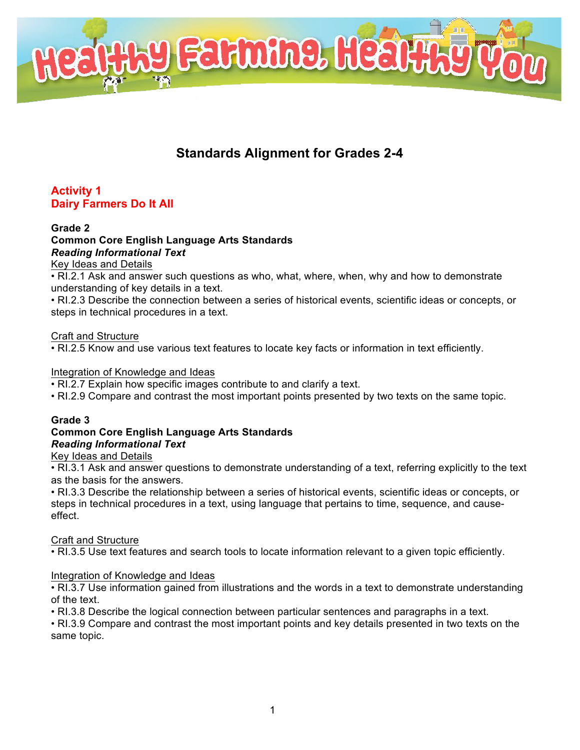# Healthy Farming, Healthy You

## Standards Alignment for Grades 2-4

### Activity 1
### Dairy Farmers Do It All

**Grade 2**
**Common Core English Language Arts Standards**
***Reading Informational Text***

<u>Key Ideas and Details</u>

- RI.2.1 Ask and answer such questions as who, what, where, when, why and how to demonstrate understanding of key details in a text.
- RI.2.3 Describe the connection between a series of historical events, scientific ideas or concepts, or steps in technical procedures in a text.

<u>Craft and Structure</u>

- RI.2.5 Know and use various text features to locate key facts or information in text efficiently.

<u>Integration of Knowledge and Ideas</u>

- RI.2.7 Explain how specific images contribute to and clarify a text.
- RI.2.9 Compare and contrast the most important points presented by two texts on the same topic.

**Grade 3**
**Common Core English Language Arts Standards**
***Reading Informational Text***

<u>Key Ideas and Details</u>

- RI.3.1 Ask and answer questions to demonstrate understanding of a text, referring explicitly to the text as the basis for the answers.
- RI.3.3 Describe the relationship between a series of historical events, scientific ideas or concepts, or steps in technical procedures in a text, using language that pertains to time, sequence, and cause-effect.

<u>Craft and Structure</u>

- RI.3.5 Use text features and search tools to locate information relevant to a given topic efficiently.

<u>Integration of Knowledge and Ideas</u>

- RI.3.7 Use information gained from illustrations and the words in a text to demonstrate understanding of the text.
- RI.3.8 Describe the logical connection between particular sentences and paragraphs in a text.
- RI.3.9 Compare and contrast the most important points and key details presented in two texts on the same topic.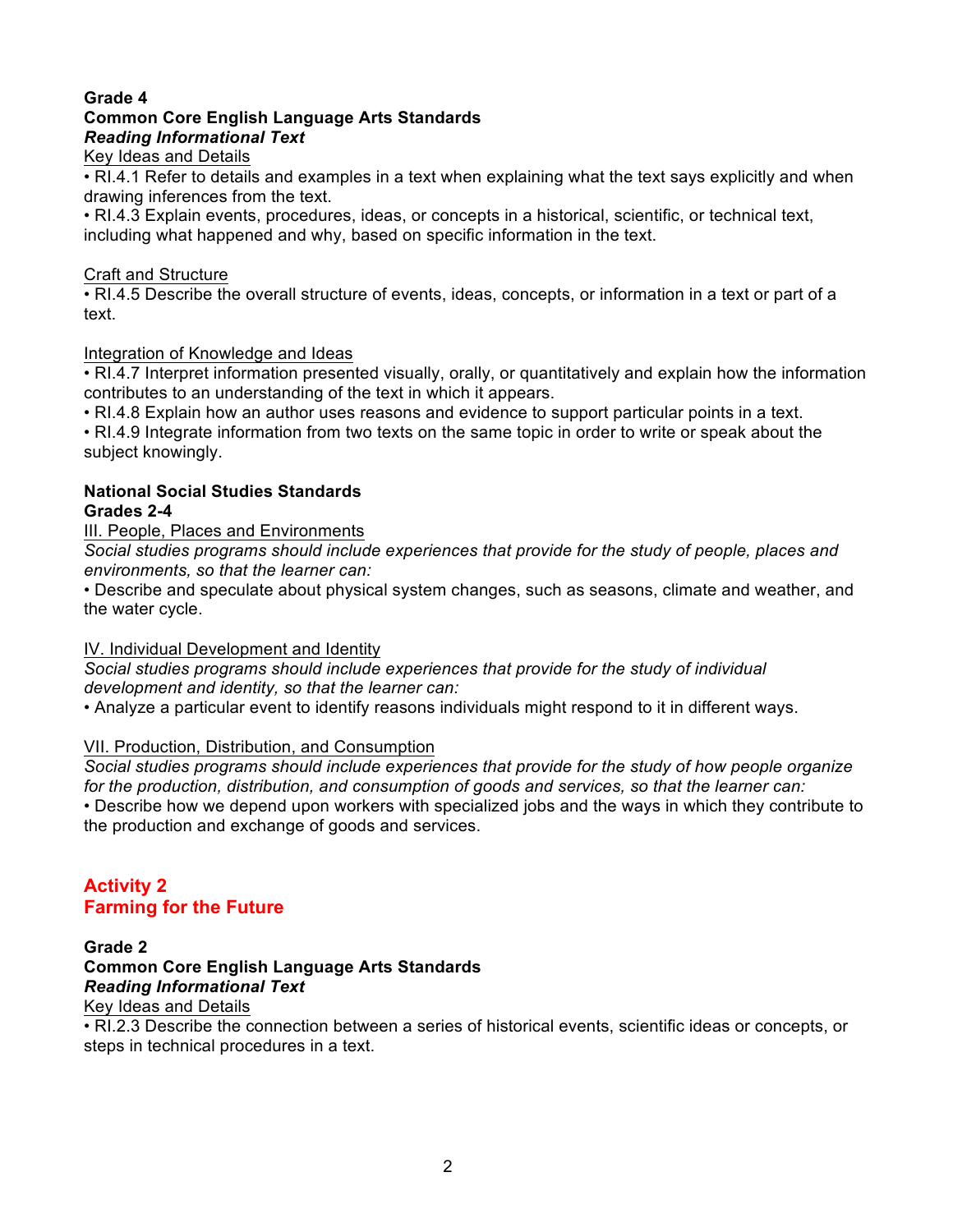**Grade 4**
**Common Core English Language Arts Standards**
***Reading Informational Text***

Key Ideas and Details

- RI.4.1 Refer to details and examples in a text when explaining what the text says explicitly and when drawing inferences from the text.
- RI.4.3 Explain events, procedures, ideas, or concepts in a historical, scientific, or technical text, including what happened and why, based on specific information in the text.

Craft and Structure

- RI.4.5 Describe the overall structure of events, ideas, concepts, or information in a text or part of a text.

Integration of Knowledge and Ideas

- RI.4.7 Interpret information presented visually, orally, or quantitatively and explain how the information contributes to an understanding of the text in which it appears.
- RI.4.8 Explain how an author uses reasons and evidence to support particular points in a text.
- RI.4.9 Integrate information from two texts on the same topic in order to write or speak about the subject knowingly.

**National Social Studies Standards**
**Grades 2-4**

III. People, Places and Environments

*Social studies programs should include experiences that provide for the study of people, places and environments, so that the learner can:*

- Describe and speculate about physical system changes, such as seasons, climate and weather, and the water cycle.

IV. Individual Development and Identity

*Social studies programs should include experiences that provide for the study of individual development and identity, so that the learner can:*

- Analyze a particular event to identify reasons individuals might respond to it in different ways.

VII. Production, Distribution, and Consumption

*Social studies programs should include experiences that provide for the study of how people organize for the production, distribution, and consumption of goods and services, so that the learner can:*

- Describe how we depend upon workers with specialized jobs and the ways in which they contribute to the production and exchange of goods and services.

## Activity 2
## Farming for the Future

**Grade 2**
**Common Core English Language Arts Standards**
***Reading Informational Text***

Key Ideas and Details

- RI.2.3 Describe the connection between a series of historical events, scientific ideas or concepts, or steps in technical procedures in a text.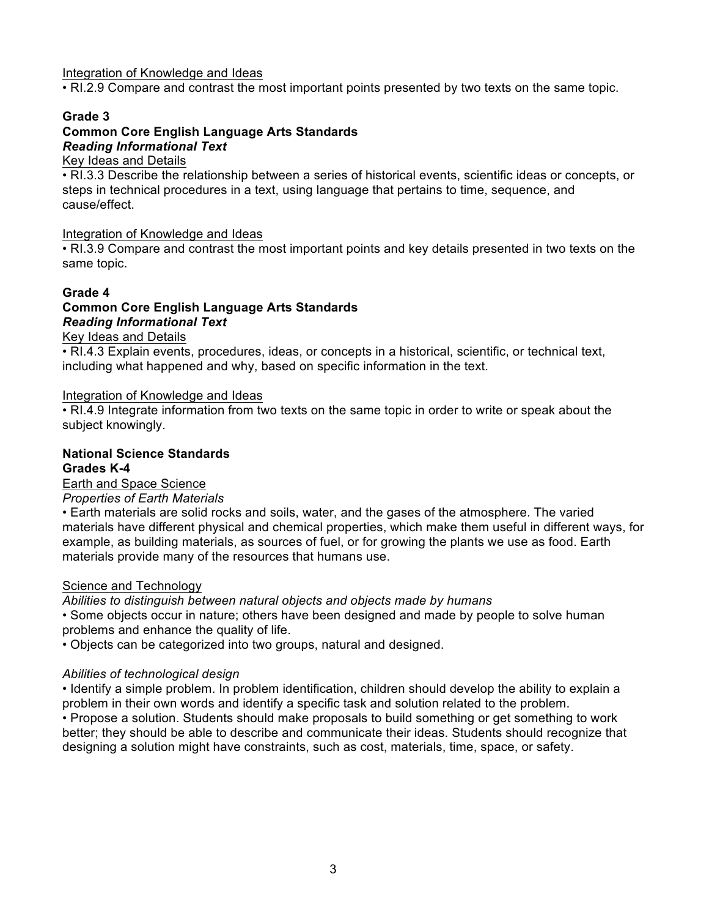<u>Integration of Knowledge and Ideas</u>

• RI.2.9 Compare and contrast the most important points presented by two texts on the same topic.

**Grade 3**

**Common Core English Language Arts Standards**

***Reading Informational Text***

<u>Key Ideas and Details</u>

• RI.3.3 Describe the relationship between a series of historical events, scientific ideas or concepts, or steps in technical procedures in a text, using language that pertains to time, sequence, and cause/effect.

<u>Integration of Knowledge and Ideas</u>

• RI.3.9 Compare and contrast the most important points and key details presented in two texts on the same topic.

**Grade 4**

**Common Core English Language Arts Standards**

***Reading Informational Text***

<u>Key Ideas and Details</u>

• RI.4.3 Explain events, procedures, ideas, or concepts in a historical, scientific, or technical text, including what happened and why, based on specific information in the text.

<u>Integration of Knowledge and Ideas</u>

• RI.4.9 Integrate information from two texts on the same topic in order to write or speak about the subject knowingly.

**National Science Standards**

**Grades K-4**

<u>Earth and Space Science</u>

*Properties of Earth Materials*

• Earth materials are solid rocks and soils, water, and the gases of the atmosphere. The varied materials have different physical and chemical properties, which make them useful in different ways, for example, as building materials, as sources of fuel, or for growing the plants we use as food. Earth materials provide many of the resources that humans use.

<u>Science and Technology</u>

*Abilities to distinguish between natural objects and objects made by humans*

• Some objects occur in nature; others have been designed and made by people to solve human problems and enhance the quality of life.

• Objects can be categorized into two groups, natural and designed.

*Abilities of technological design*

• Identify a simple problem. In problem identification, children should develop the ability to explain a problem in their own words and identify a specific task and solution related to the problem.

• Propose a solution. Students should make proposals to build something or get something to work better; they should be able to describe and communicate their ideas. Students should recognize that designing a solution might have constraints, such as cost, materials, time, space, or safety.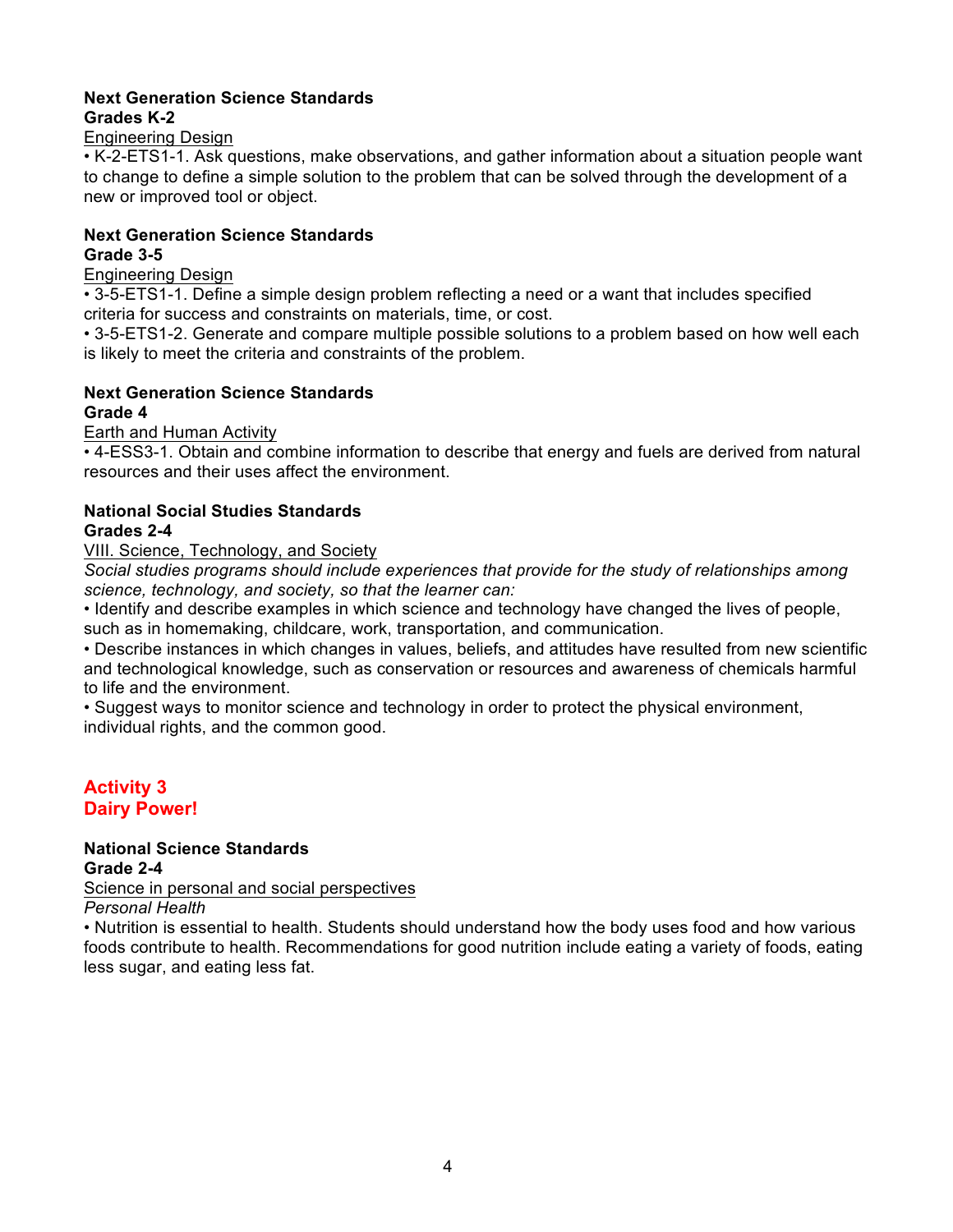**Next Generation Science Standards**
**Grades K-2**

<u>Engineering Design</u>

- K-2-ETS1-1. Ask questions, make observations, and gather information about a situation people want to change to define a simple solution to the problem that can be solved through the development of a new or improved tool or object.

**Next Generation Science Standards**
**Grade 3-5**

<u>Engineering Design</u>

- 3-5-ETS1-1. Define a simple design problem reflecting a need or a want that includes specified criteria for success and constraints on materials, time, or cost.
- 3-5-ETS1-2. Generate and compare multiple possible solutions to a problem based on how well each is likely to meet the criteria and constraints of the problem.

**Next Generation Science Standards**
**Grade 4**

<u>Earth and Human Activity</u>

- 4-ESS3-1. Obtain and combine information to describe that energy and fuels are derived from natural resources and their uses affect the environment.

**National Social Studies Standards**
**Grades 2-4**

<u>VIII. Science, Technology, and Society</u>

*Social studies programs should include experiences that provide for the study of relationships among science, technology, and society, so that the learner can:*

- Identify and describe examples in which science and technology have changed the lives of people, such as in homemaking, childcare, work, transportation, and communication.
- Describe instances in which changes in values, beliefs, and attitudes have resulted from new scientific and technological knowledge, such as conservation or resources and awareness of chemicals harmful to life and the environment.
- Suggest ways to monitor science and technology in order to protect the physical environment, individual rights, and the common good.

## Activity 3
## Dairy Power!

**National Science Standards**
**Grade 2-4**

<u>Science in personal and social perspectives</u>

*Personal Health*

- Nutrition is essential to health. Students should understand how the body uses food and how various foods contribute to health. Recommendations for good nutrition include eating a variety of foods, eating less sugar, and eating less fat.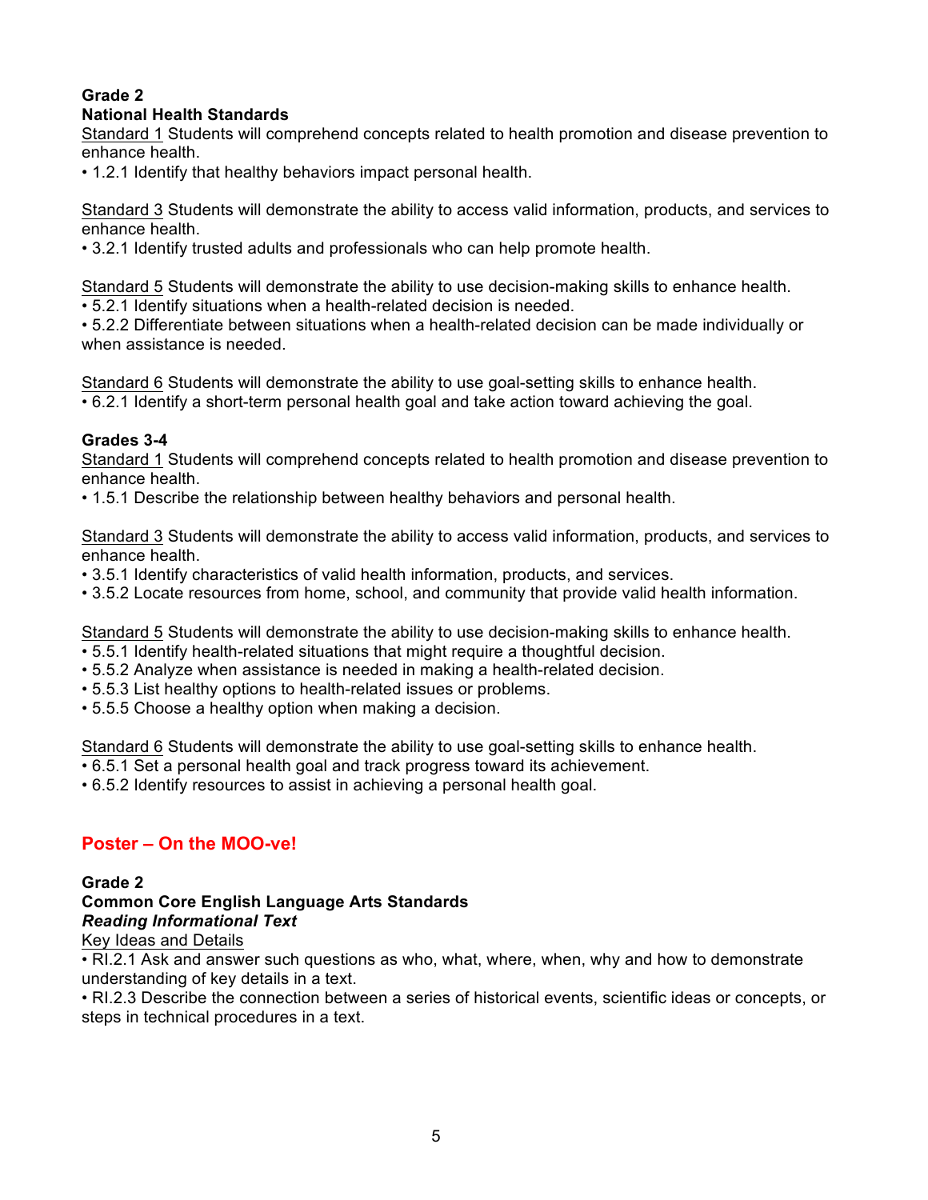**Grade 2**

**National Health Standards**

Standard 1 Students will comprehend concepts related to health promotion and disease prevention to enhance health.

- 1.2.1 Identify that healthy behaviors impact personal health.

Standard 3 Students will demonstrate the ability to access valid information, products, and services to enhance health.

- 3.2.1 Identify trusted adults and professionals who can help promote health.

Standard 5 Students will demonstrate the ability to use decision-making skills to enhance health.

- 5.2.1 Identify situations when a health-related decision is needed.
- 5.2.2 Differentiate between situations when a health-related decision can be made individually or when assistance is needed.

Standard 6 Students will demonstrate the ability to use goal-setting skills to enhance health.

- 6.2.1 Identify a short-term personal health goal and take action toward achieving the goal.

**Grades 3-4**

Standard 1 Students will comprehend concepts related to health promotion and disease prevention to enhance health.

- 1.5.1 Describe the relationship between healthy behaviors and personal health.

Standard 3 Students will demonstrate the ability to access valid information, products, and services to enhance health.

- 3.5.1 Identify characteristics of valid health information, products, and services.
- 3.5.2 Locate resources from home, school, and community that provide valid health information.

Standard 5 Students will demonstrate the ability to use decision-making skills to enhance health.

- 5.5.1 Identify health-related situations that might require a thoughtful decision.
- 5.5.2 Analyze when assistance is needed in making a health-related decision.
- 5.5.3 List healthy options to health-related issues or problems.
- 5.5.5 Choose a healthy option when making a decision.

Standard 6 Students will demonstrate the ability to use goal-setting skills to enhance health.

- 6.5.1 Set a personal health goal and track progress toward its achievement.
- 6.5.2 Identify resources to assist in achieving a personal health goal.

## Poster – On the MOO-ve!

**Grade 2**

**Common Core English Language Arts Standards**

***Reading Informational Text***

Key Ideas and Details

- RI.2.1 Ask and answer such questions as who, what, where, when, why and how to demonstrate understanding of key details in a text.
- RI.2.3 Describe the connection between a series of historical events, scientific ideas or concepts, or steps in technical procedures in a text.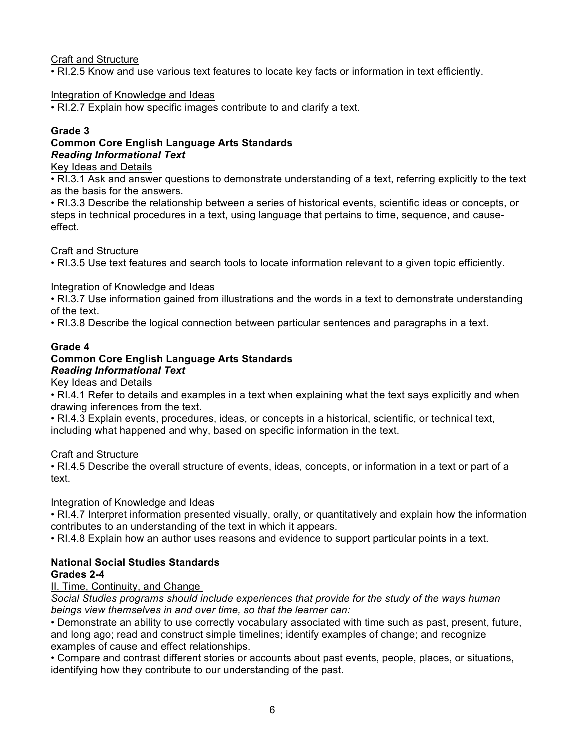Craft and Structure

• RI.2.5 Know and use various text features to locate key facts or information in text efficiently.

Integration of Knowledge and Ideas

• RI.2.7 Explain how specific images contribute to and clarify a text.

**Grade 3**

**Common Core English Language Arts Standards**

***Reading Informational Text***

Key Ideas and Details

• RI.3.1 Ask and answer questions to demonstrate understanding of a text, referring explicitly to the text as the basis for the answers.

• RI.3.3 Describe the relationship between a series of historical events, scientific ideas or concepts, or steps in technical procedures in a text, using language that pertains to time, sequence, and cause-effect.

Craft and Structure

• RI.3.5 Use text features and search tools to locate information relevant to a given topic efficiently.

Integration of Knowledge and Ideas

• RI.3.7 Use information gained from illustrations and the words in a text to demonstrate understanding of the text.

• RI.3.8 Describe the logical connection between particular sentences and paragraphs in a text.

**Grade 4**

**Common Core English Language Arts Standards**

***Reading Informational Text***

Key Ideas and Details

• RI.4.1 Refer to details and examples in a text when explaining what the text says explicitly and when drawing inferences from the text.

• RI.4.3 Explain events, procedures, ideas, or concepts in a historical, scientific, or technical text, including what happened and why, based on specific information in the text.

Craft and Structure

• RI.4.5 Describe the overall structure of events, ideas, concepts, or information in a text or part of a text.

Integration of Knowledge and Ideas

• RI.4.7 Interpret information presented visually, orally, or quantitatively and explain how the information contributes to an understanding of the text in which it appears.

• RI.4.8 Explain how an author uses reasons and evidence to support particular points in a text.

**National Social Studies Standards**

**Grades 2-4**

II. Time, Continuity, and Change

*Social Studies programs should include experiences that provide for the study of the ways human beings view themselves in and over time, so that the learner can:*

• Demonstrate an ability to use correctly vocabulary associated with time such as past, present, future, and long ago; read and construct simple timelines; identify examples of change; and recognize examples of cause and effect relationships.

• Compare and contrast different stories or accounts about past events, people, places, or situations, identifying how they contribute to our understanding of the past.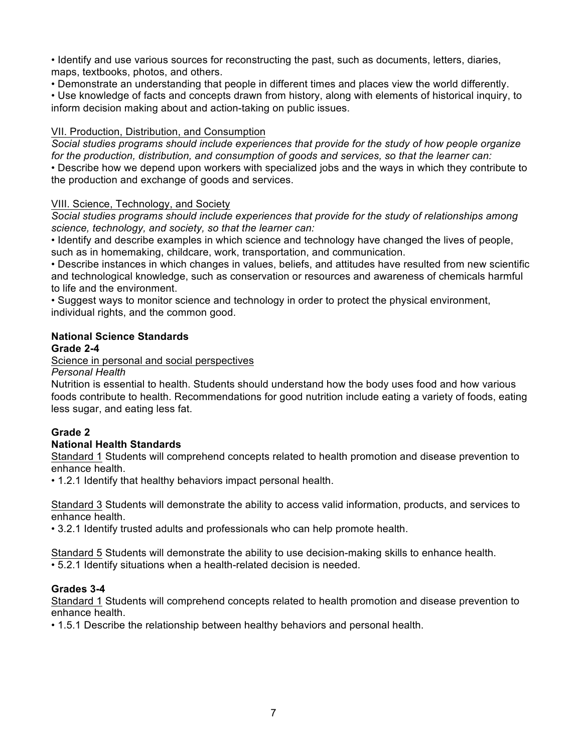- Identify and use various sources for reconstructing the past, such as documents, letters, diaries, maps, textbooks, photos, and others.
- Demonstrate an understanding that people in different times and places view the world differently.
- Use knowledge of facts and concepts drawn from history, along with elements of historical inquiry, to inform decision making about and action-taking on public issues.

<u>VII. Production, Distribution, and Consumption</u>

*Social studies programs should include experiences that provide for the study of how people organize for the production, distribution, and consumption of goods and services, so that the learner can:*

- Describe how we depend upon workers with specialized jobs and the ways in which they contribute to the production and exchange of goods and services.

<u>VIII. Science, Technology, and Society</u>

*Social studies programs should include experiences that provide for the study of relationships among science, technology, and society, so that the learner can:*

- Identify and describe examples in which science and technology have changed the lives of people, such as in homemaking, childcare, work, transportation, and communication.
- Describe instances in which changes in values, beliefs, and attitudes have resulted from new scientific and technological knowledge, such as conservation or resources and awareness of chemicals harmful to life and the environment.
- Suggest ways to monitor science and technology in order to protect the physical environment, individual rights, and the common good.

**National Science Standards**

**Grade 2-4**

<u>Science in personal and social perspectives</u>

*Personal Health*

Nutrition is essential to health. Students should understand how the body uses food and how various foods contribute to health. Recommendations for good nutrition include eating a variety of foods, eating less sugar, and eating less fat.

**Grade 2**

**National Health Standards**

<u>Standard 1</u> Students will comprehend concepts related to health promotion and disease prevention to enhance health.

- 1.2.1 Identify that healthy behaviors impact personal health.

<u>Standard 3</u> Students will demonstrate the ability to access valid information, products, and services to enhance health.

- 3.2.1 Identify trusted adults and professionals who can help promote health.

<u>Standard 5</u> Students will demonstrate the ability to use decision-making skills to enhance health.

- 5.2.1 Identify situations when a health-related decision is needed.

**Grades 3-4**

<u>Standard 1</u> Students will comprehend concepts related to health promotion and disease prevention to enhance health.

- 1.5.1 Describe the relationship between healthy behaviors and personal health.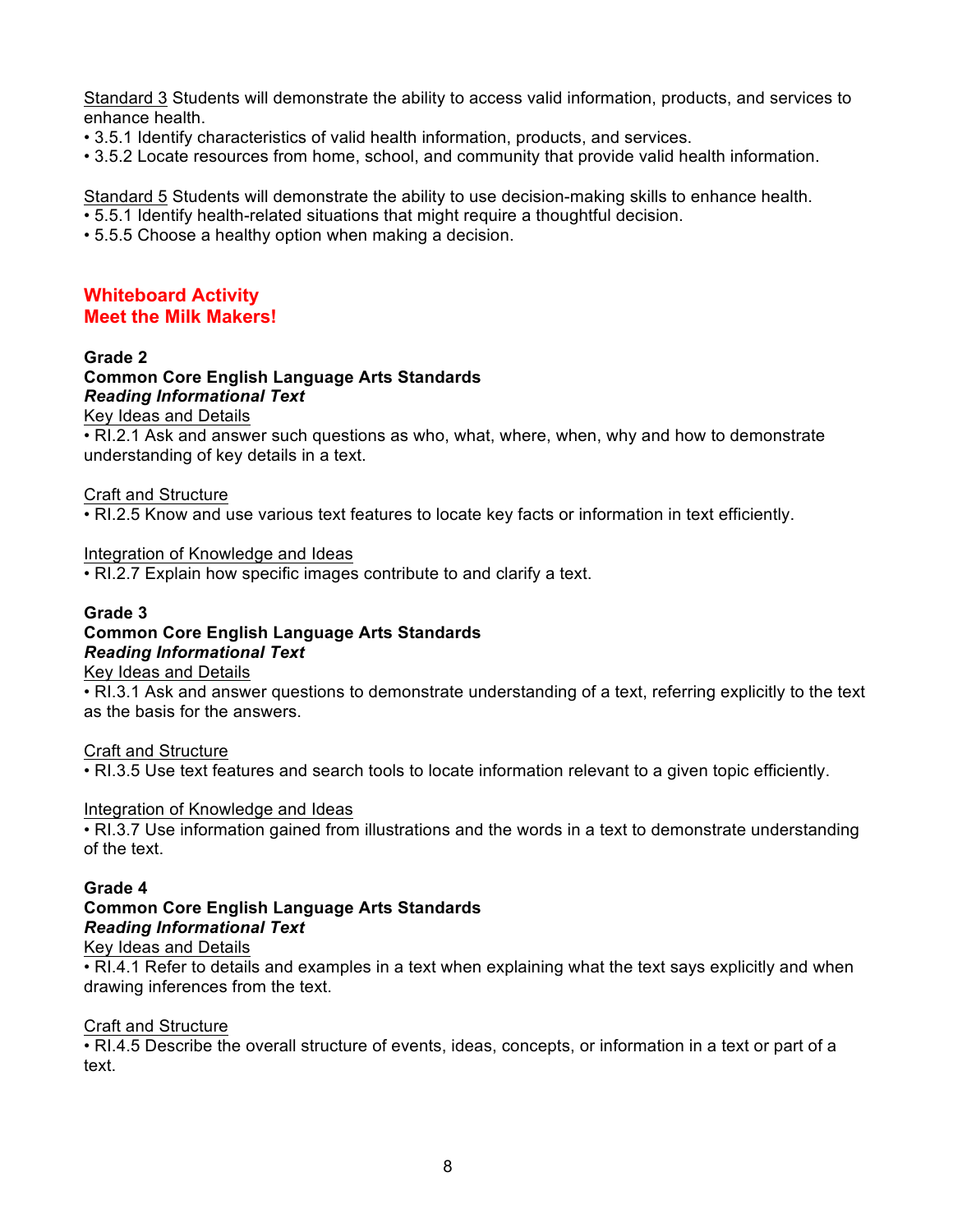Standard 3 Students will demonstrate the ability to access valid information, products, and services to enhance health.

- 3.5.1 Identify characteristics of valid health information, products, and services.
- 3.5.2 Locate resources from home, school, and community that provide valid health information.

Standard 5 Students will demonstrate the ability to use decision-making skills to enhance health.

- 5.5.1 Identify health-related situations that might require a thoughtful decision.
- 5.5.5 Choose a healthy option when making a decision.

## Whiteboard Activity
## Meet the Milk Makers!

**Grade 2**
**Common Core English Language Arts Standards**
***Reading Informational Text***

Key Ideas and Details

- RI.2.1 Ask and answer such questions as who, what, where, when, why and how to demonstrate understanding of key details in a text.

Craft and Structure

- RI.2.5 Know and use various text features to locate key facts or information in text efficiently.

Integration of Knowledge and Ideas

- RI.2.7 Explain how specific images contribute to and clarify a text.

**Grade 3**
**Common Core English Language Arts Standards**
***Reading Informational Text***

Key Ideas and Details

- RI.3.1 Ask and answer questions to demonstrate understanding of a text, referring explicitly to the text as the basis for the answers.

Craft and Structure

- RI.3.5 Use text features and search tools to locate information relevant to a given topic efficiently.

Integration of Knowledge and Ideas

- RI.3.7 Use information gained from illustrations and the words in a text to demonstrate understanding of the text.

**Grade 4**
**Common Core English Language Arts Standards**
***Reading Informational Text***

Key Ideas and Details

- RI.4.1 Refer to details and examples in a text when explaining what the text says explicitly and when drawing inferences from the text.

Craft and Structure

- RI.4.5 Describe the overall structure of events, ideas, concepts, or information in a text or part of a text.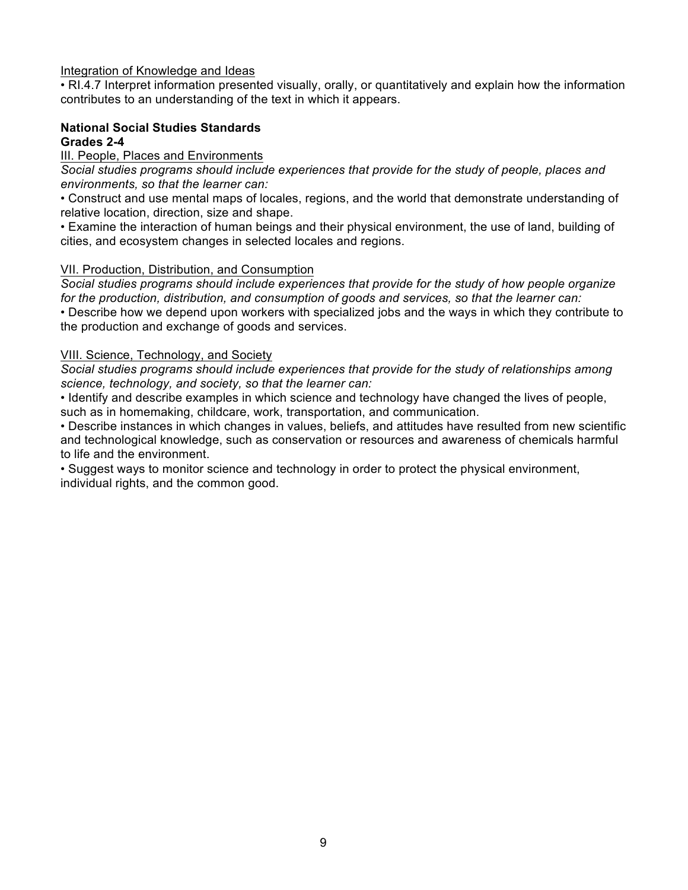Integration of Knowledge and Ideas

- RI.4.7 Interpret information presented visually, orally, or quantitatively and explain how the information contributes to an understanding of the text in which it appears.

**National Social Studies Standards**
**Grades 2-4**

III. People, Places and Environments

*Social studies programs should include experiences that provide for the study of people, places and environments, so that the learner can:*

- Construct and use mental maps of locales, regions, and the world that demonstrate understanding of relative location, direction, size and shape.
- Examine the interaction of human beings and their physical environment, the use of land, building of cities, and ecosystem changes in selected locales and regions.

VII. Production, Distribution, and Consumption

*Social studies programs should include experiences that provide for the study of how people organize for the production, distribution, and consumption of goods and services, so that the learner can:*

- Describe how we depend upon workers with specialized jobs and the ways in which they contribute to the production and exchange of goods and services.

VIII. Science, Technology, and Society

*Social studies programs should include experiences that provide for the study of relationships among science, technology, and society, so that the learner can:*

- Identify and describe examples in which science and technology have changed the lives of people, such as in homemaking, childcare, work, transportation, and communication.
- Describe instances in which changes in values, beliefs, and attitudes have resulted from new scientific and technological knowledge, such as conservation or resources and awareness of chemicals harmful to life and the environment.
- Suggest ways to monitor science and technology in order to protect the physical environment, individual rights, and the common good.